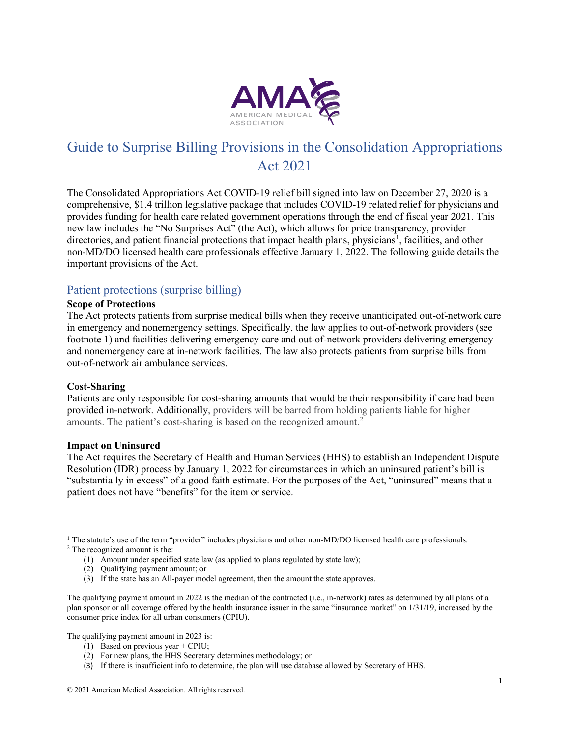# Guide to Surprise Billing Provisions in the Consolidation Appropriations Act 2021

The Consolidated Appropriations Act COVID-19 relief bill signed into law on December 27, 2020 is a comprehensive, $1.4 trillion legislative package that includes COVID-19 related relief for physicians and provides funding for health care related government operations through the end of fiscal year 2021. This new law includes the "No Surprises Act" (the Act), which allows for price transparency, provider directories, and patient financial protections that impact health plans, physicians[1], facilities, and other non-MD/DO licensed health care professionals effective January 1, 2022. The following guide details the important provisions of the Act.

## Patient protections (surprise billing)

**Scope of Protections**

The Act protects patients from surprise medical bills when they receive unanticipated out-of-network care in emergency and nonemergency settings. Specifically, the law applies to out-of-network providers (see footnote 1) and facilities delivering emergency care and out-of-network providers delivering emergency and nonemergency care at in-network facilities. The law also protects patients from surprise bills from out-of-network air ambulance services.

**Cost-Sharing**

Patients are only responsible for cost-sharing amounts that would be their responsibility if care had been provided in-network. Additionally, providers will be barred from holding patients liable for higher amounts. The patient's cost-sharing is based on the recognized amount.[2]

**Impact on Uninsured**

The Act requires the Secretary of Health and Human Services (HHS) to establish an Independent Dispute Resolution (IDR) process by January 1, 2022 for circumstances in which an uninsured patient's bill is "substantially in excess" of a good faith estimate. For the purposes of the Act, "uninsured" means that a patient does not have "benefits" for the item or service.

---

[1] The statute's use of the term "provider" includes physicians and other non-MD/DO licensed health care professionals.

[2] The recognized amount is the:

1. Amount under specified state law (as applied to plans regulated by state law);
2. Qualifying payment amount; or
3. If the state has an All-payer model agreement, then the amount the state approves.

The qualifying payment amount in 2022 is the median of the contracted (i.e., in-network) rates as determined by all plans of a plan sponsor or all coverage offered by the health insurance issuer in the same "insurance market" on 1/31/19, increased by the consumer price index for all urban consumers (CPIU).

The qualifying payment amount in 2023 is:

1. Based on previous year + CPIU;
2. For new plans, the HHS Secretary determines methodology; or
3. If there is insufficient info to determine, the plan will use database allowed by Secretary of HHS.

© 2021 American Medical Association. All rights reserved.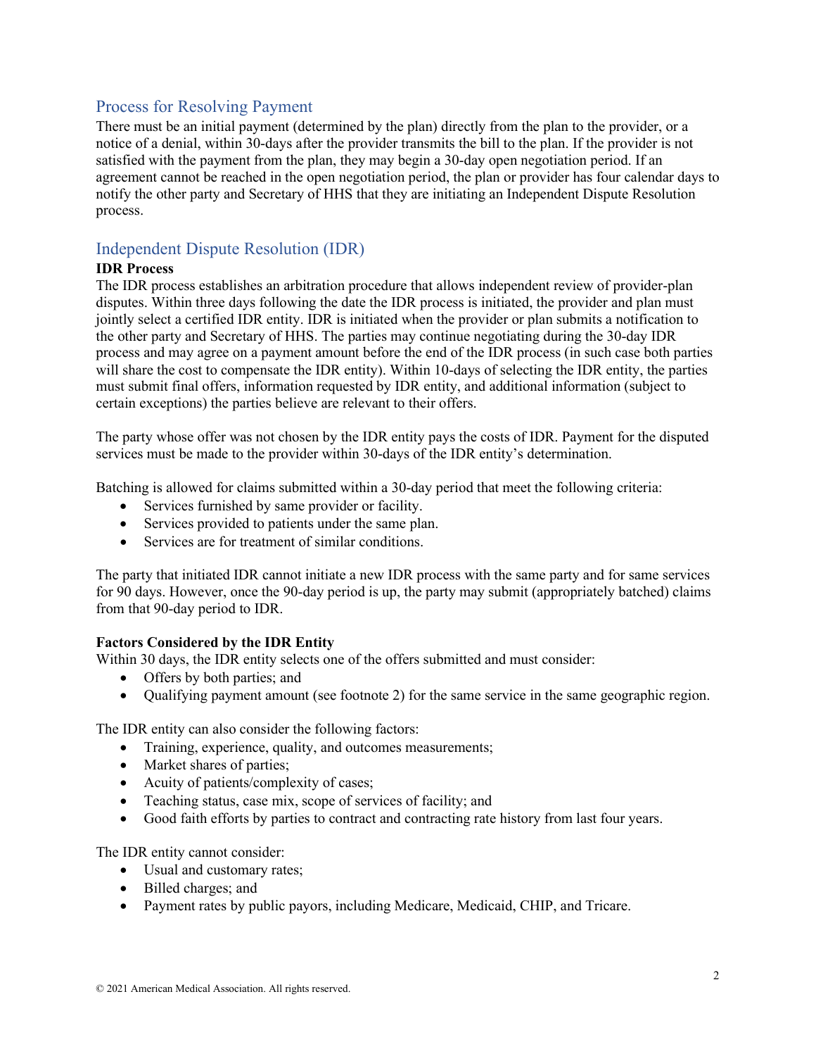## Process for Resolving Payment

There must be an initial payment (determined by the plan) directly from the plan to the provider, or a notice of a denial, within 30-days after the provider transmits the bill to the plan. If the provider is not satisfied with the payment from the plan, they may begin a 30-day open negotiation period. If an agreement cannot be reached in the open negotiation period, the plan or provider has four calendar days to notify the other party and Secretary of HHS that they are initiating an Independent Dispute Resolution process.

## Independent Dispute Resolution (IDR)

**IDR Process**

The IDR process establishes an arbitration procedure that allows independent review of provider-plan disputes. Within three days following the date the IDR process is initiated, the provider and plan must jointly select a certified IDR entity. IDR is initiated when the provider or plan submits a notification to the other party and Secretary of HHS. The parties may continue negotiating during the 30-day IDR process and may agree on a payment amount before the end of the IDR process (in such case both parties will share the cost to compensate the IDR entity). Within 10-days of selecting the IDR entity, the parties must submit final offers, information requested by IDR entity, and additional information (subject to certain exceptions) the parties believe are relevant to their offers.

The party whose offer was not chosen by the IDR entity pays the costs of IDR. Payment for the disputed services must be made to the provider within 30-days of the IDR entity's determination.

Batching is allowed for claims submitted within a 30-day period that meet the following criteria:

- Services furnished by same provider or facility.
- Services provided to patients under the same plan.
- Services are for treatment of similar conditions.

The party that initiated IDR cannot initiate a new IDR process with the same party and for same services for 90 days. However, once the 90-day period is up, the party may submit (appropriately batched) claims from that 90-day period to IDR.

**Factors Considered by the IDR Entity**

Within 30 days, the IDR entity selects one of the offers submitted and must consider:

- Offers by both parties; and
- Qualifying payment amount (see footnote 2) for the same service in the same geographic region.

The IDR entity can also consider the following factors:

- Training, experience, quality, and outcomes measurements;
- Market shares of parties;
- Acuity of patients/complexity of cases;
- Teaching status, case mix, scope of services of facility; and
- Good faith efforts by parties to contract and contracting rate history from last four years.

The IDR entity cannot consider:

- Usual and customary rates;
- Billed charges; and
- Payment rates by public payors, including Medicare, Medicaid, CHIP, and Tricare.

© 2021 American Medical Association. All rights reserved.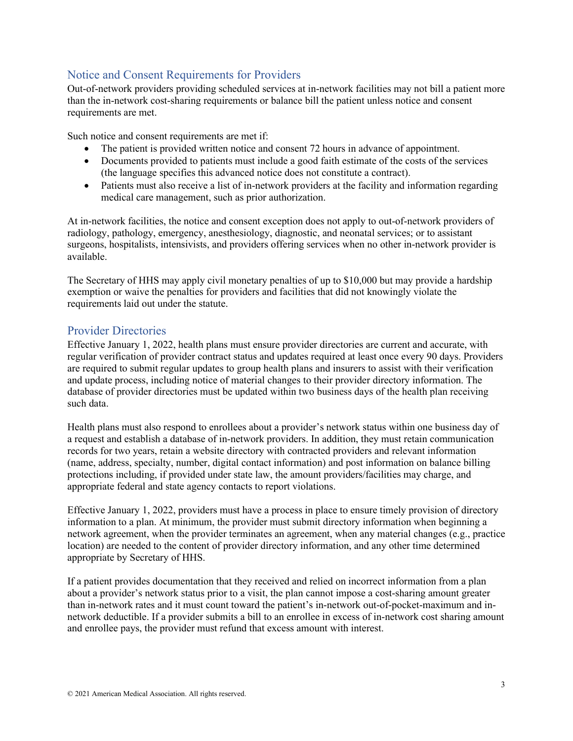## Notice and Consent Requirements for Providers

Out-of-network providers providing scheduled services at in-network facilities may not bill a patient more than the in-network cost-sharing requirements or balance bill the patient unless notice and consent requirements are met.

Such notice and consent requirements are met if:

- The patient is provided written notice and consent 72 hours in advance of appointment.
- Documents provided to patients must include a good faith estimate of the costs of the services (the language specifies this advanced notice does not constitute a contract).
- Patients must also receive a list of in-network providers at the facility and information regarding medical care management, such as prior authorization.

At in-network facilities, the notice and consent exception does not apply to out-of-network providers of radiology, pathology, emergency, anesthesiology, diagnostic, and neonatal services; or to assistant surgeons, hospitalists, intensivists, and providers offering services when no other in-network provider is available.

The Secretary of HHS may apply civil monetary penalties of up to $10,000 but may provide a hardship exemption or waive the penalties for providers and facilities that did not knowingly violate the requirements laid out under the statute.

## Provider Directories

Effective January 1, 2022, health plans must ensure provider directories are current and accurate, with regular verification of provider contract status and updates required at least once every 90 days. Providers are required to submit regular updates to group health plans and insurers to assist with their verification and update process, including notice of material changes to their provider directory information. The database of provider directories must be updated within two business days of the health plan receiving such data.

Health plans must also respond to enrollees about a provider's network status within one business day of a request and establish a database of in-network providers. In addition, they must retain communication records for two years, retain a website directory with contracted providers and relevant information (name, address, specialty, number, digital contact information) and post information on balance billing protections including, if provided under state law, the amount providers/facilities may charge, and appropriate federal and state agency contacts to report violations.

Effective January 1, 2022, providers must have a process in place to ensure timely provision of directory information to a plan. At minimum, the provider must submit directory information when beginning a network agreement, when the provider terminates an agreement, when any material changes (e.g., practice location) are needed to the content of provider directory information, and any other time determined appropriate by Secretary of HHS.

If a patient provides documentation that they received and relied on incorrect information from a plan about a provider's network status prior to a visit, the plan cannot impose a cost-sharing amount greater than in-network rates and it must count toward the patient's in-network out-of-pocket-maximum and in-network deductible. If a provider submits a bill to an enrollee in excess of in-network cost sharing amount and enrollee pays, the provider must refund that excess amount with interest.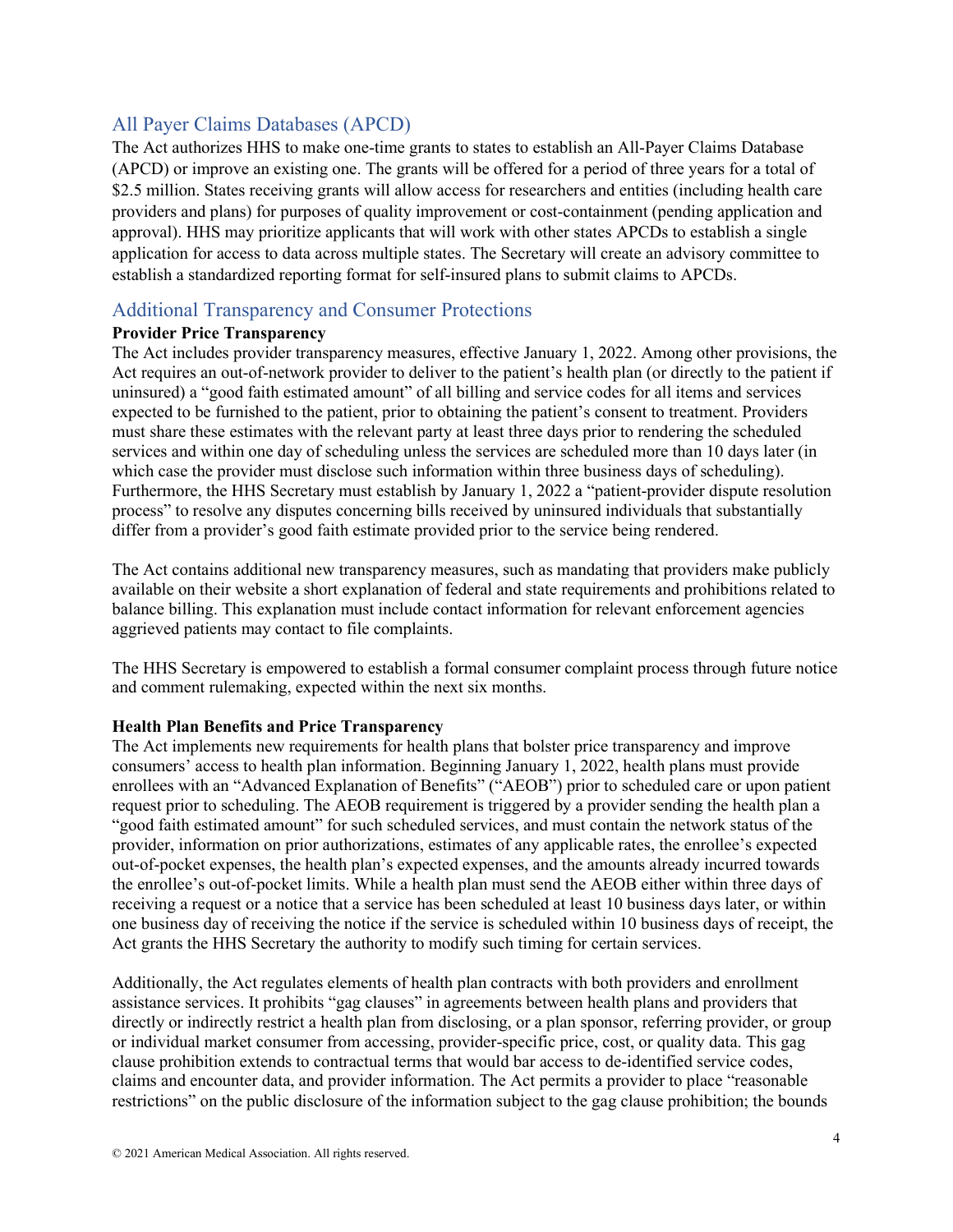## All Payer Claims Databases (APCD)

The Act authorizes HHS to make one-time grants to states to establish an All-Payer Claims Database (APCD) or improve an existing one. The grants will be offered for a period of three years for a total of $2.5 million. States receiving grants will allow access for researchers and entities (including health care providers and plans) for purposes of quality improvement or cost-containment (pending application and approval). HHS may prioritize applicants that will work with other states APCDs to establish a single application for access to data across multiple states. The Secretary will create an advisory committee to establish a standardized reporting format for self-insured plans to submit claims to APCDs.

## Additional Transparency and Consumer Protections

**Provider Price Transparency**

The Act includes provider transparency measures, effective January 1, 2022. Among other provisions, the Act requires an out-of-network provider to deliver to the patient's health plan (or directly to the patient if uninsured) a "good faith estimated amount" of all billing and service codes for all items and services expected to be furnished to the patient, prior to obtaining the patient's consent to treatment. Providers must share these estimates with the relevant party at least three days prior to rendering the scheduled services and within one day of scheduling unless the services are scheduled more than 10 days later (in which case the provider must disclose such information within three business days of scheduling). Furthermore, the HHS Secretary must establish by January 1, 2022 a "patient-provider dispute resolution process" to resolve any disputes concerning bills received by uninsured individuals that substantially differ from a provider's good faith estimate provided prior to the service being rendered.

The Act contains additional new transparency measures, such as mandating that providers make publicly available on their website a short explanation of federal and state requirements and prohibitions related to balance billing. This explanation must include contact information for relevant enforcement agencies aggrieved patients may contact to file complaints.

The HHS Secretary is empowered to establish a formal consumer complaint process through future notice and comment rulemaking, expected within the next six months.

**Health Plan Benefits and Price Transparency**

The Act implements new requirements for health plans that bolster price transparency and improve consumers' access to health plan information. Beginning January 1, 2022, health plans must provide enrollees with an "Advanced Explanation of Benefits" ("AEOB") prior to scheduled care or upon patient request prior to scheduling. The AEOB requirement is triggered by a provider sending the health plan a "good faith estimated amount" for such scheduled services, and must contain the network status of the provider, information on prior authorizations, estimates of any applicable rates, the enrollee's expected out-of-pocket expenses, the health plan's expected expenses, and the amounts already incurred towards the enrollee's out-of-pocket limits. While a health plan must send the AEOB either within three days of receiving a request or a notice that a service has been scheduled at least 10 business days later, or within one business day of receiving the notice if the service is scheduled within 10 business days of receipt, the Act grants the HHS Secretary the authority to modify such timing for certain services.

Additionally, the Act regulates elements of health plan contracts with both providers and enrollment assistance services. It prohibits "gag clauses" in agreements between health plans and providers that directly or indirectly restrict a health plan from disclosing, or a plan sponsor, referring provider, or group or individual market consumer from accessing, provider-specific price, cost, or quality data. This gag clause prohibition extends to contractual terms that would bar access to de-identified service codes, claims and encounter data, and provider information. The Act permits a provider to place "reasonable restrictions" on the public disclosure of the information subject to the gag clause prohibition; the bounds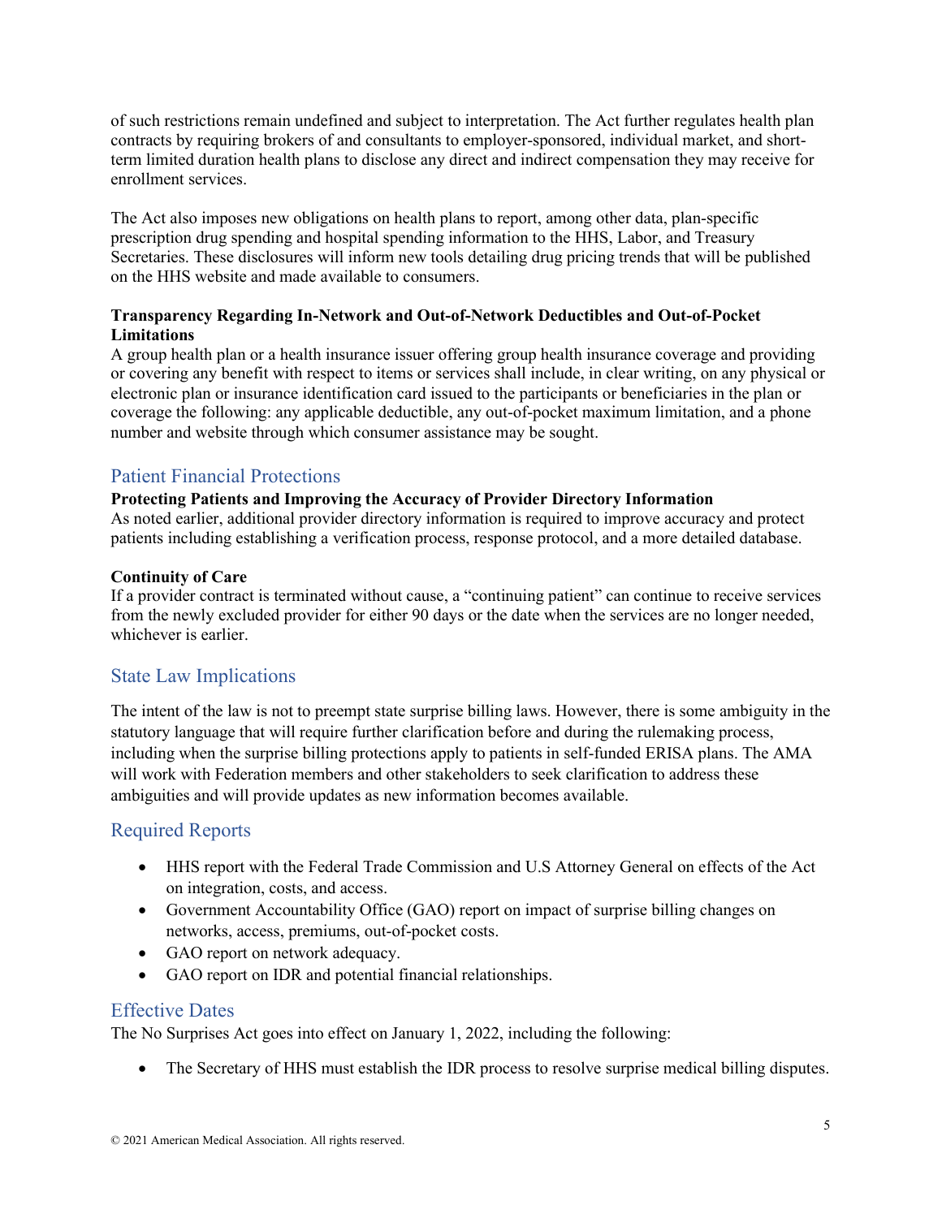of such restrictions remain undefined and subject to interpretation. The Act further regulates health plan contracts by requiring brokers of and consultants to employer-sponsored, individual market, and short-term limited duration health plans to disclose any direct and indirect compensation they may receive for enrollment services.

The Act also imposes new obligations on health plans to report, among other data, plan-specific prescription drug spending and hospital spending information to the HHS, Labor, and Treasury Secretaries. These disclosures will inform new tools detailing drug pricing trends that will be published on the HHS website and made available to consumers.

**Transparency Regarding In-Network and Out-of-Network Deductibles and Out-of-Pocket Limitations**

A group health plan or a health insurance issuer offering group health insurance coverage and providing or covering any benefit with respect to items or services shall include, in clear writing, on any physical or electronic plan or insurance identification card issued to the participants or beneficiaries in the plan or coverage the following: any applicable deductible, any out-of-pocket maximum limitation, and a phone number and website through which consumer assistance may be sought.

## Patient Financial Protections

**Protecting Patients and Improving the Accuracy of Provider Directory Information**

As noted earlier, additional provider directory information is required to improve accuracy and protect patients including establishing a verification process, response protocol, and a more detailed database.

**Continuity of Care**

If a provider contract is terminated without cause, a "continuing patient" can continue to receive services from the newly excluded provider for either 90 days or the date when the services are no longer needed, whichever is earlier.

## State Law Implications

The intent of the law is not to preempt state surprise billing laws. However, there is some ambiguity in the statutory language that will require further clarification before and during the rulemaking process, including when the surprise billing protections apply to patients in self-funded ERISA plans. The AMA will work with Federation members and other stakeholders to seek clarification to address these ambiguities and will provide updates as new information becomes available.

## Required Reports

- HHS report with the Federal Trade Commission and U.S Attorney General on effects of the Act on integration, costs, and access.
- Government Accountability Office (GAO) report on impact of surprise billing changes on networks, access, premiums, out-of-pocket costs.
- GAO report on network adequacy.
- GAO report on IDR and potential financial relationships.

## Effective Dates

The No Surprises Act goes into effect on January 1, 2022, including the following:

- The Secretary of HHS must establish the IDR process to resolve surprise medical billing disputes.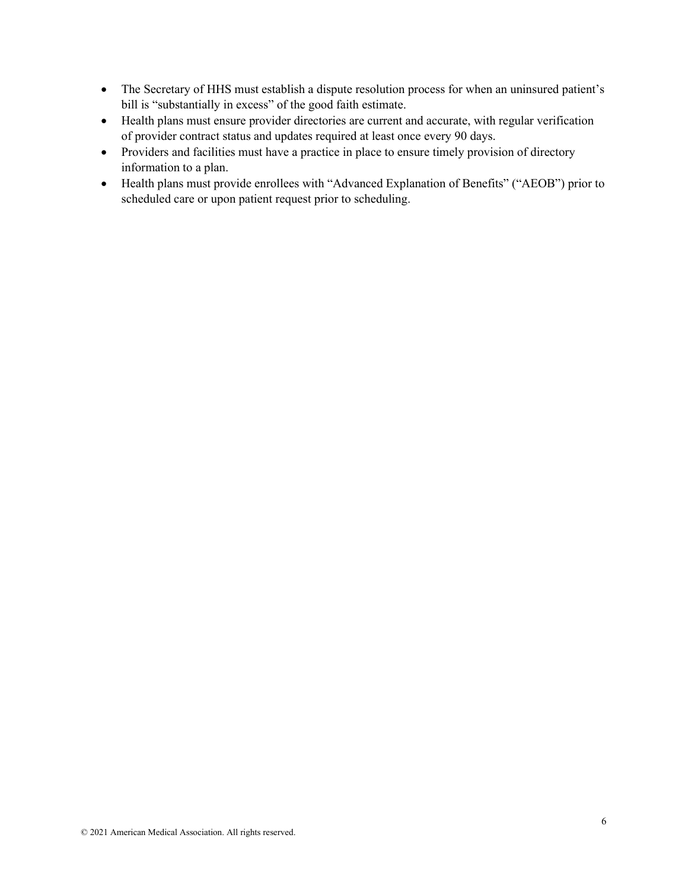- The Secretary of HHS must establish a dispute resolution process for when an uninsured patient's bill is "substantially in excess" of the good faith estimate.
- Health plans must ensure provider directories are current and accurate, with regular verification of provider contract status and updates required at least once every 90 days.
- Providers and facilities must have a practice in place to ensure timely provision of directory information to a plan.
- Health plans must provide enrollees with "Advanced Explanation of Benefits" ("AEOB") prior to scheduled care or upon patient request prior to scheduling.

© 2021 American Medical Association. All rights reserved.